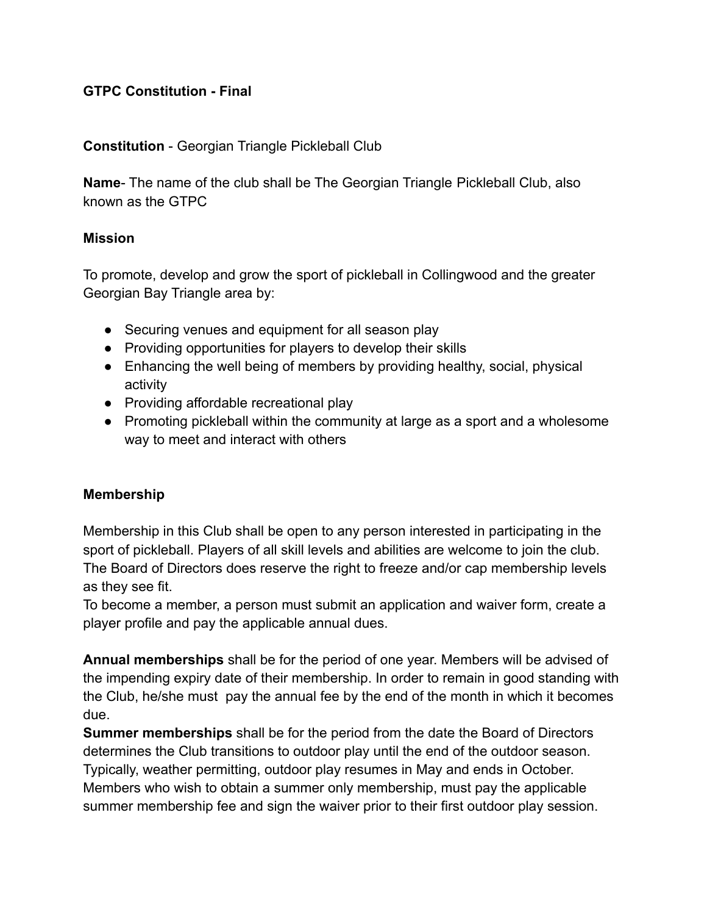**GTPC Constitution - Final**

**Constitution** - Georgian Triangle Pickleball Club

**Name**- The name of the club shall be The Georgian Triangle Pickleball Club, also known as the GTPC

**Mission**

To promote, develop and grow the sport of pickleball in Collingwood and the greater Georgian Bay Triangle area by:

- Securing venues and equipment for all season play
- Providing opportunities for players to develop their skills
- Enhancing the well being of members by providing healthy, social, physical activity
- Providing affordable recreational play
- Promoting pickleball within the community at large as a sport and a wholesome way to meet and interact with others

**Membership**

Membership in this Club shall be open to any person interested in participating in the sport of pickleball. Players of all skill levels and abilities are welcome to join the club. The Board of Directors does reserve the right to freeze and/or cap membership levels as they see fit.
To become a member, a person must submit an application and waiver form, create a player profile and pay the applicable annual dues.

**Annual memberships** shall be for the period of one year. Members will be advised of the impending expiry date of their membership. In order to remain in good standing with the Club, he/she must pay the annual fee by the end of the month in which it becomes due.
**Summer memberships** shall be for the period from the date the Board of Directors determines the Club transitions to outdoor play until the end of the outdoor season. Typically, weather permitting, outdoor play resumes in May and ends in October. Members who wish to obtain a summer only membership, must pay the applicable summer membership fee and sign the waiver prior to their first outdoor play session.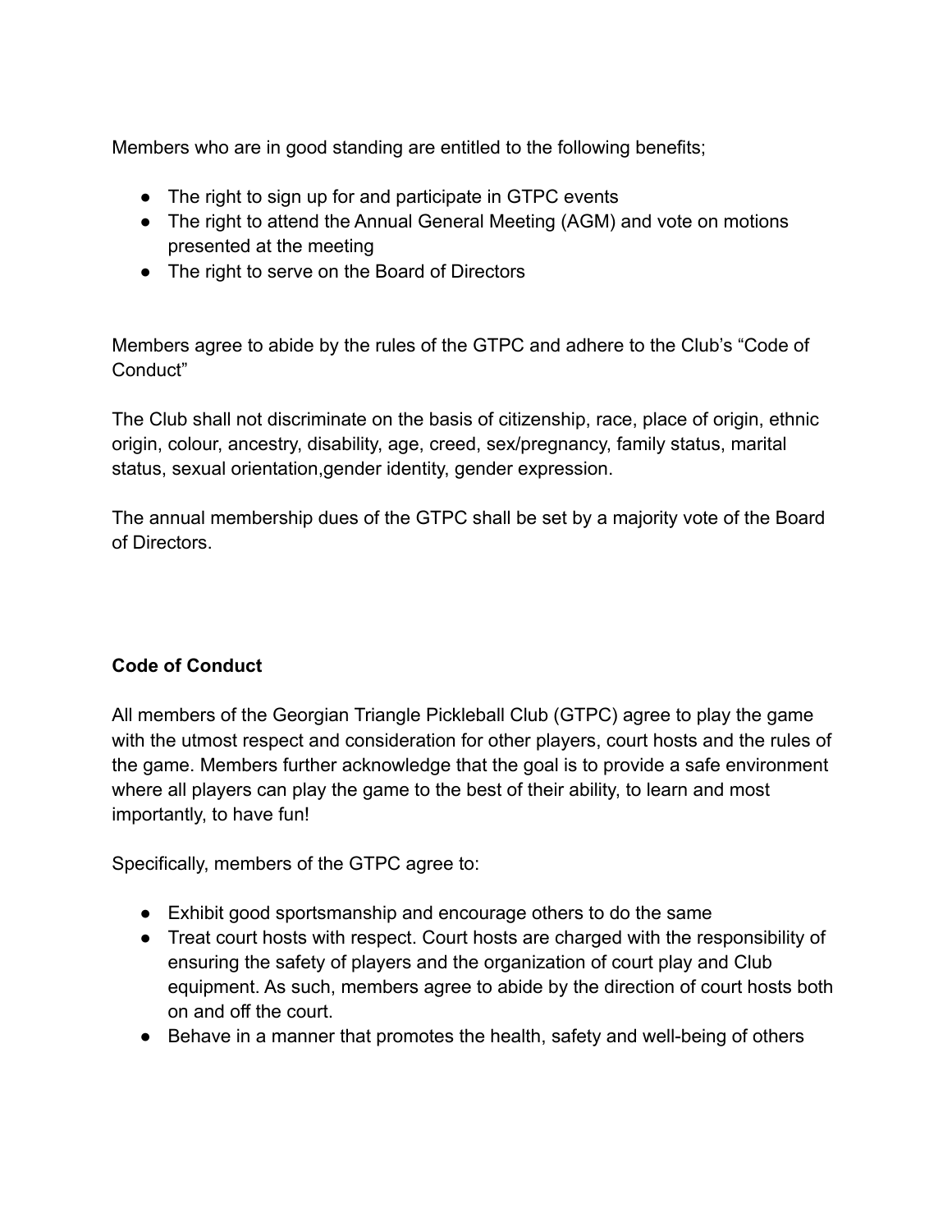Members who are in good standing are entitled to the following benefits;

- The right to sign up for and participate in GTPC events
- The right to attend the Annual General Meeting (AGM) and vote on motions presented at the meeting
- The right to serve on the Board of Directors

Members agree to abide by the rules of the GTPC and adhere to the Club's "Code of Conduct"

The Club shall not discriminate on the basis of citizenship, race, place of origin, ethnic origin, colour, ancestry, disability, age, creed, sex/pregnancy, family status, marital status, sexual orientation,gender identity, gender expression.

The annual membership dues of the GTPC shall be set by a majority vote of the Board of Directors.

**Code of Conduct**

All members of the Georgian Triangle Pickleball Club (GTPC) agree to play the game with the utmost respect and consideration for other players, court hosts and the rules of the game. Members further acknowledge that the goal is to provide a safe environment where all players can play the game to the best of their ability, to learn and most importantly, to have fun!

Specifically, members of the GTPC agree to:

- Exhibit good sportsmanship and encourage others to do the same
- Treat court hosts with respect. Court hosts are charged with the responsibility of ensuring the safety of players and the organization of court play and Club equipment. As such, members agree to abide by the direction of court hosts both on and off the court.
- Behave in a manner that promotes the health, safety and well-being of others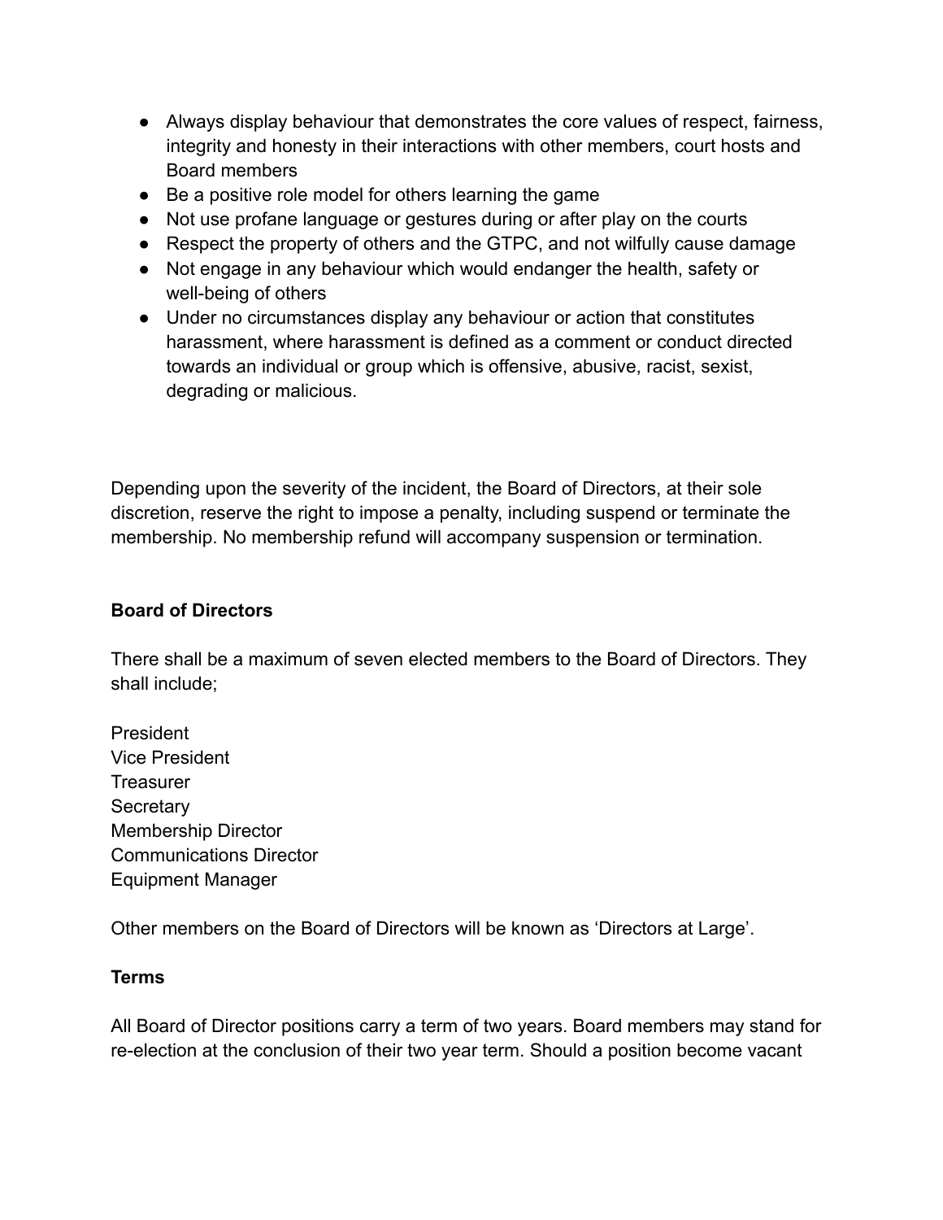- Always display behaviour that demonstrates the core values of respect, fairness, integrity and honesty in their interactions with other members, court hosts and Board members
- Be a positive role model for others learning the game
- Not use profane language or gestures during or after play on the courts
- Respect the property of others and the GTPC, and not wilfully cause damage
- Not engage in any behaviour which would endanger the health, safety or well-being of others
- Under no circumstances display any behaviour or action that constitutes harassment, where harassment is defined as a comment or conduct directed towards an individual or group which is offensive, abusive, racist, sexist, degrading or malicious.

Depending upon the severity of the incident, the Board of Directors, at their sole discretion, reserve the right to impose a penalty, including suspend or terminate the membership. No membership refund will accompany suspension or termination.

**Board of Directors**

There shall be a maximum of seven elected members to the Board of Directors. They shall include;

President
Vice President
Treasurer
Secretary
Membership Director
Communications Director
Equipment Manager

Other members on the Board of Directors will be known as ‘Directors at Large’.

**Terms**

All Board of Director positions carry a term of two years. Board members may stand for re-election at the conclusion of their two year term. Should a position become vacant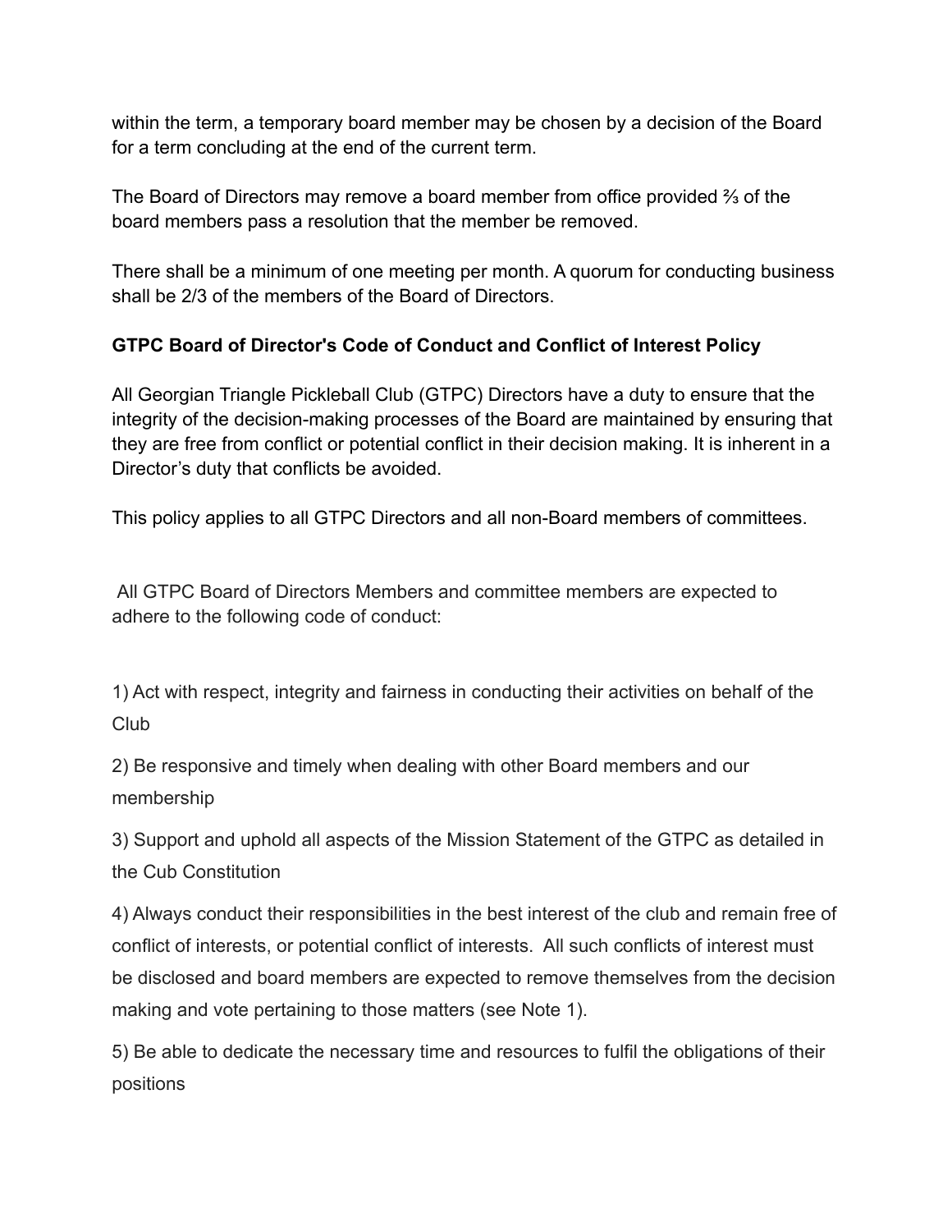within the term, a temporary board member may be chosen by a decision of the Board for a term concluding at the end of the current term.

The Board of Directors may remove a board member from office provided ⅔ of the board members pass a resolution that the member be removed.

There shall be a minimum of one meeting per month. A quorum for conducting business shall be 2/3 of the members of the Board of Directors.

**GTPC Board of Director's Code of Conduct and Conflict of Interest Policy**

All Georgian Triangle Pickleball Club (GTPC) Directors have a duty to ensure that the integrity of the decision-making processes of the Board are maintained by ensuring that they are free from conflict or potential conflict in their decision making. It is inherent in a Director's duty that conflicts be avoided.

This policy applies to all GTPC Directors and all non-Board members of committees.

All GTPC Board of Directors Members and committee members are expected to adhere to the following code of conduct:

1) Act with respect, integrity and fairness in conducting their activities on behalf of the Club

2) Be responsive and timely when dealing with other Board members and our membership

3) Support and uphold all aspects of the Mission Statement of the GTPC as detailed in the Cub Constitution

4) Always conduct their responsibilities in the best interest of the club and remain free of conflict of interests, or potential conflict of interests. All such conflicts of interest must be disclosed and board members are expected to remove themselves from the decision making and vote pertaining to those matters (see Note 1).

5) Be able to dedicate the necessary time and resources to fulfil the obligations of their positions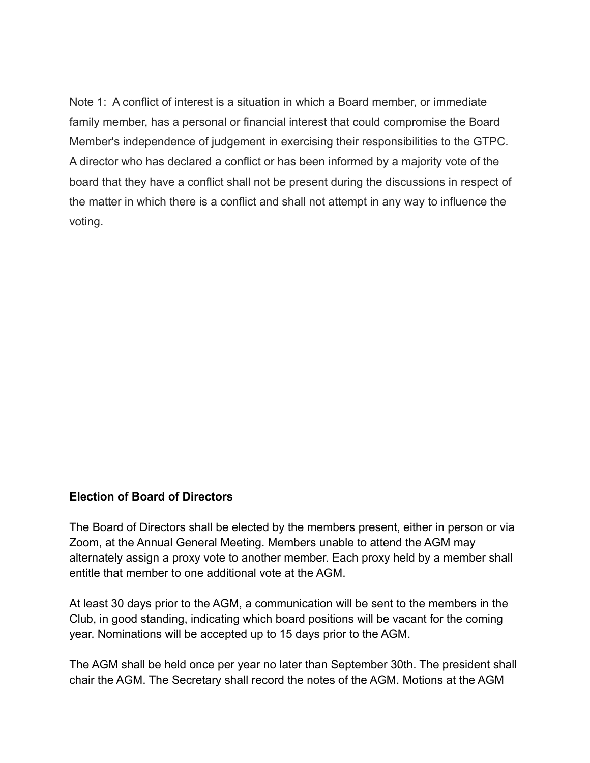Note 1: A conflict of interest is a situation in which a Board member, or immediate family member, has a personal or financial interest that could compromise the Board Member's independence of judgement in exercising their responsibilities to the GTPC. A director who has declared a conflict or has been informed by a majority vote of the board that they have a conflict shall not be present during the discussions in respect of the matter in which there is a conflict and shall not attempt in any way to influence the voting.

**Election of Board of Directors**

The Board of Directors shall be elected by the members present, either in person or via Zoom, at the Annual General Meeting. Members unable to attend the AGM may alternately assign a proxy vote to another member. Each proxy held by a member shall entitle that member to one additional vote at the AGM.

At least 30 days prior to the AGM, a communication will be sent to the members in the Club, in good standing, indicating which board positions will be vacant for the coming year. Nominations will be accepted up to 15 days prior to the AGM.

The AGM shall be held once per year no later than September 30th. The president shall chair the AGM. The Secretary shall record the notes of the AGM. Motions at the AGM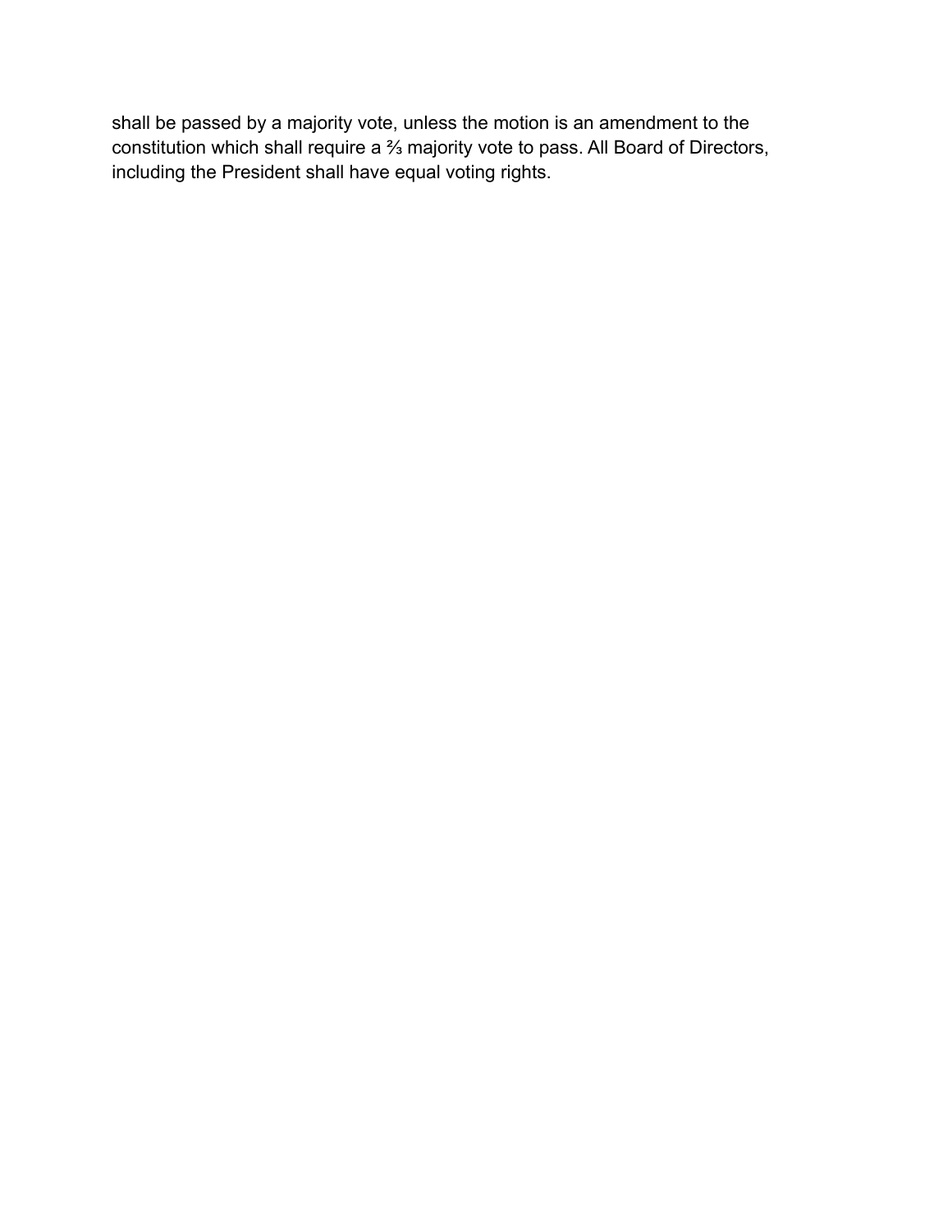shall be passed by a majority vote, unless the motion is an amendment to the constitution which shall require a ⅔ majority vote to pass. All Board of Directors, including the President shall have equal voting rights.